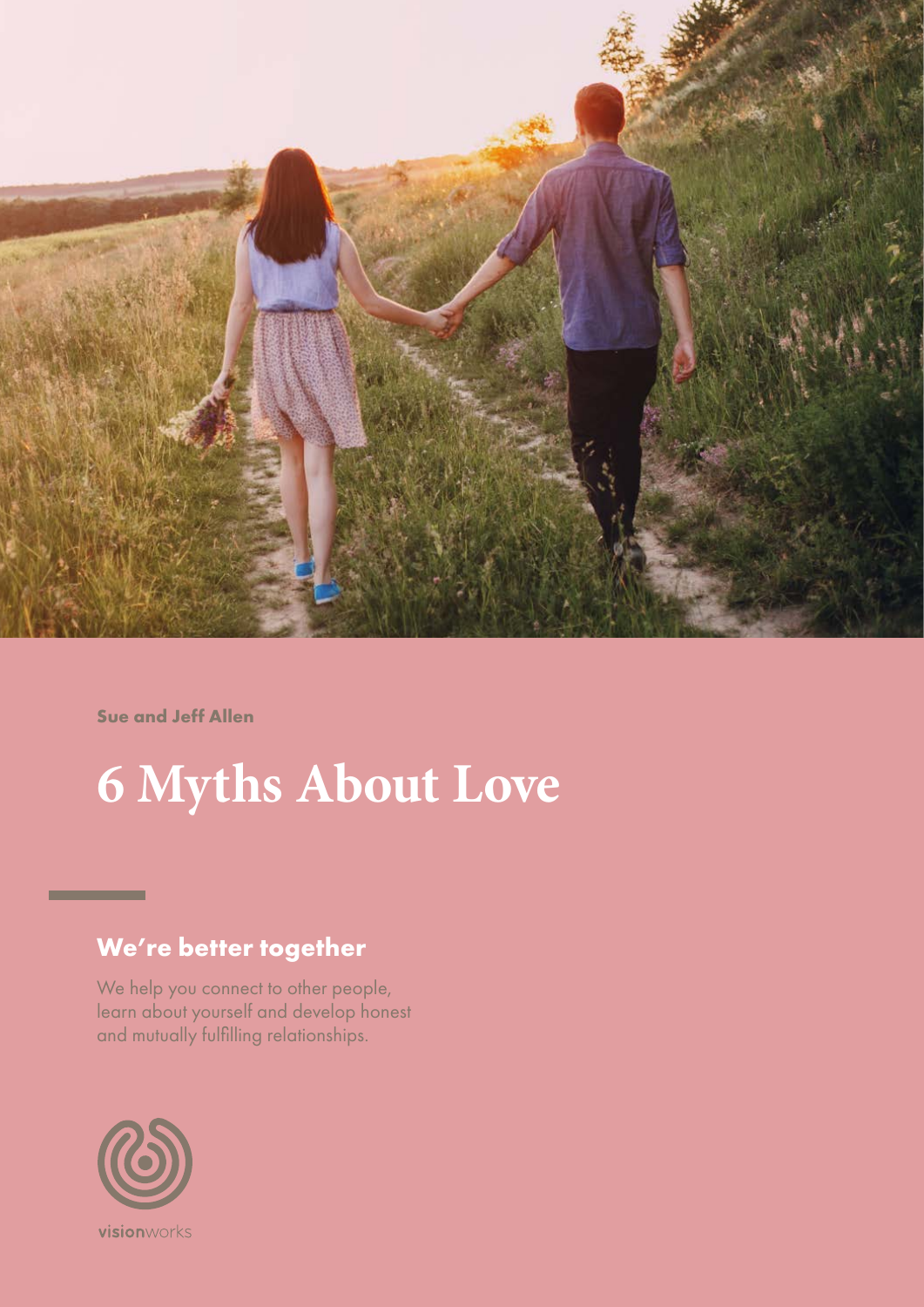Sue and Jeff Allen

# 6 Myths About Love

## We're better together

We help you connect to other people, learn about yourself and develop honest and mutually fulfilling relationships.

visionworks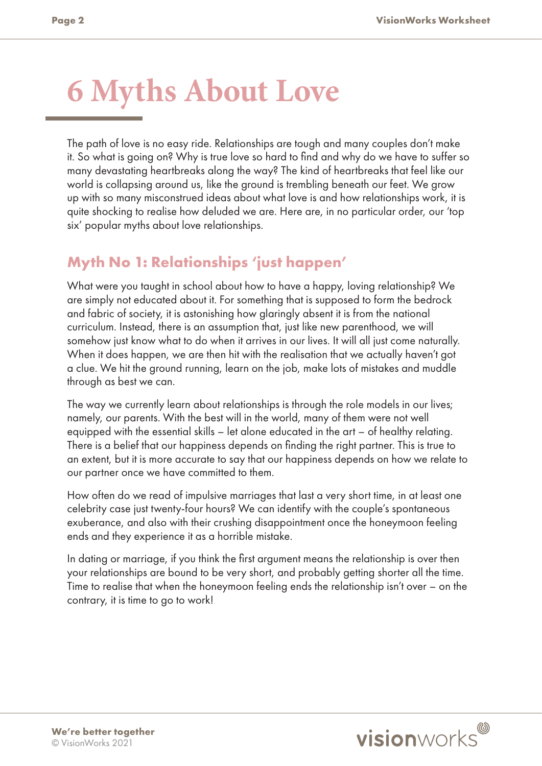# 6 Myths About Love

The path of love is no easy ride. Relationships are tough and many couples don't make it. So what is going on? Why is true love so hard to find and why do we have to suffer so many devastating heartbreaks along the way? The kind of heartbreaks that feel like our world is collapsing around us, like the ground is trembling beneath our feet. We grow up with so many misconstrued ideas about what love is and how relationships work, it is quite shocking to realise how deluded we are. Here are, in no particular order, our 'top six' popular myths about love relationships.

## Myth No 1: Relationships 'just happen'

What were you taught in school about how to have a happy, loving relationship? We are simply not educated about it. For something that is supposed to form the bedrock and fabric of society, it is astonishing how glaringly absent it is from the national curriculum. Instead, there is an assumption that, just like new parenthood, we will somehow just know what to do when it arrives in our lives. It will all just come naturally. When it does happen, we are then hit with the realisation that we actually haven't got a clue. We hit the ground running, learn on the job, make lots of mistakes and muddle through as best we can.

The way we currently learn about relationships is through the role models in our lives; namely, our parents. With the best will in the world, many of them were not well equipped with the essential skills – let alone educated in the art – of healthy relating. There is a belief that our happiness depends on finding the right partner. This is true to an extent, but it is more accurate to say that our happiness depends on how we relate to our partner once we have committed to them.

How often do we read of impulsive marriages that last a very short time, in at least one celebrity case just twenty-four hours? We can identify with the couple's spontaneous exuberance, and also with their crushing disappointment once the honeymoon feeling ends and they experience it as a horrible mistake.

In dating or marriage, if you think the first argument means the relationship is over then your relationships are bound to be very short, and probably getting shorter all the time. Time to realise that when the honeymoon feeling ends the relationship isn't over – on the contrary, it is time to go to work!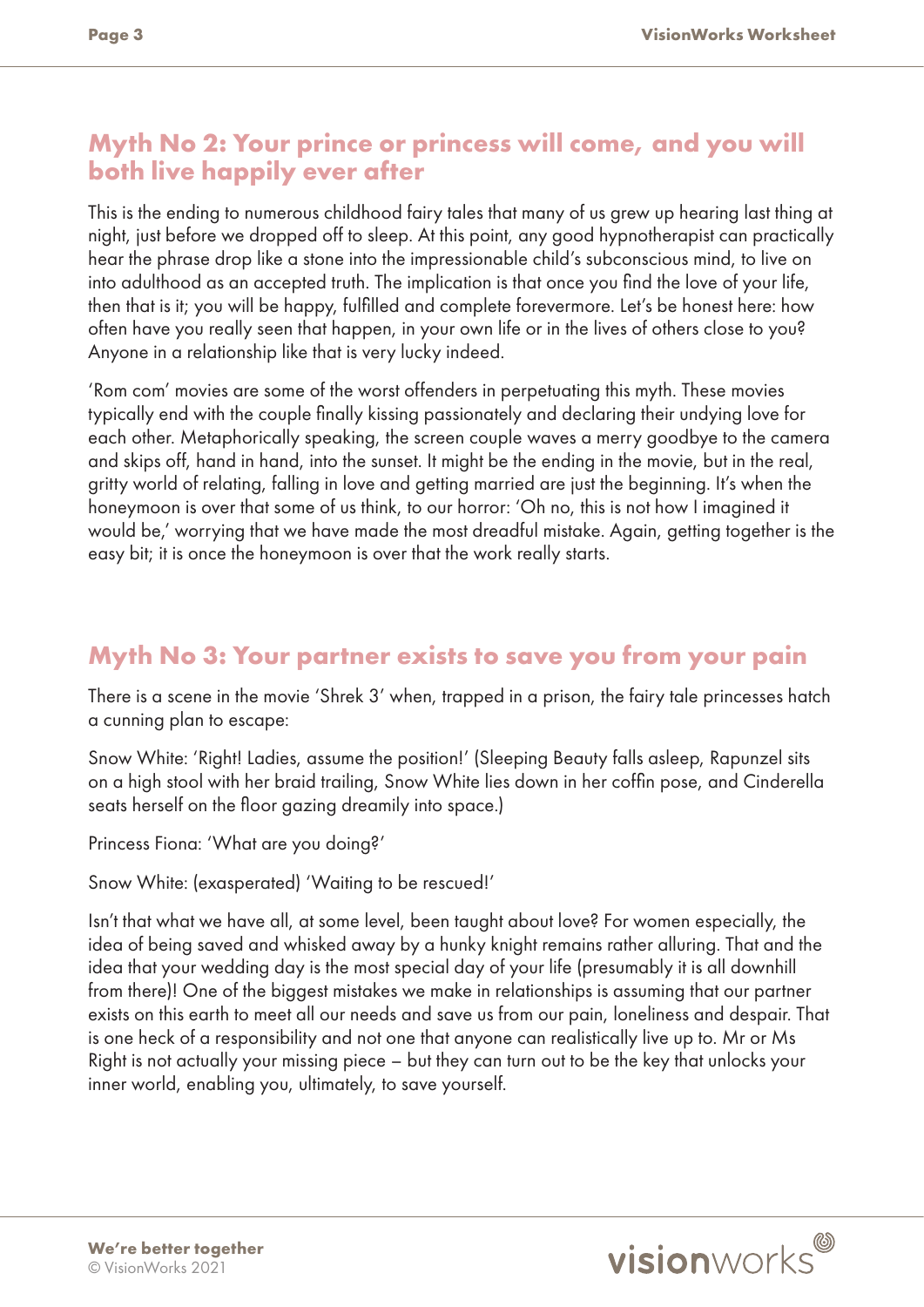## Myth No 2: Your prince or princess will come, and you will both live happily ever after

This is the ending to numerous childhood fairy tales that many of us grew up hearing last thing at night, just before we dropped off to sleep. At this point, any good hypnotherapist can practically hear the phrase drop like a stone into the impressionable child's subconscious mind, to live on into adulthood as an accepted truth. The implication is that once you find the love of your life, then that is it; you will be happy, fulfilled and complete forevermore. Let's be honest here: how often have you really seen that happen, in your own life or in the lives of others close to you? Anyone in a relationship like that is very lucky indeed.

'Rom com' movies are some of the worst offenders in perpetuating this myth. These movies typically end with the couple finally kissing passionately and declaring their undying love for each other. Metaphorically speaking, the screen couple waves a merry goodbye to the camera and skips off, hand in hand, into the sunset. It might be the ending in the movie, but in the real, gritty world of relating, falling in love and getting married are just the beginning. It's when the honeymoon is over that some of us think, to our horror: 'Oh no, this is not how I imagined it would be,' worrying that we have made the most dreadful mistake. Again, getting together is the easy bit; it is once the honeymoon is over that the work really starts.

## Myth No 3: Your partner exists to save you from your pain

There is a scene in the movie 'Shrek 3' when, trapped in a prison, the fairy tale princesses hatch a cunning plan to escape:

Snow White: 'Right! Ladies, assume the position!' (Sleeping Beauty falls asleep, Rapunzel sits on a high stool with her braid trailing, Snow White lies down in her coffin pose, and Cinderella seats herself on the floor gazing dreamily into space.)

Princess Fiona: 'What are you doing?'

Snow White: (exasperated) 'Waiting to be rescued!'

Isn't that what we have all, at some level, been taught about love? For women especially, the idea of being saved and whisked away by a hunky knight remains rather alluring. That and the idea that your wedding day is the most special day of your life (presumably it is all downhill from there)! One of the biggest mistakes we make in relationships is assuming that our partner exists on this earth to meet all our needs and save us from our pain, loneliness and despair. That is one heck of a responsibility and not one that anyone can realistically live up to. Mr or Ms Right is not actually your missing piece – but they can turn out to be the key that unlocks your inner world, enabling you, ultimately, to save yourself.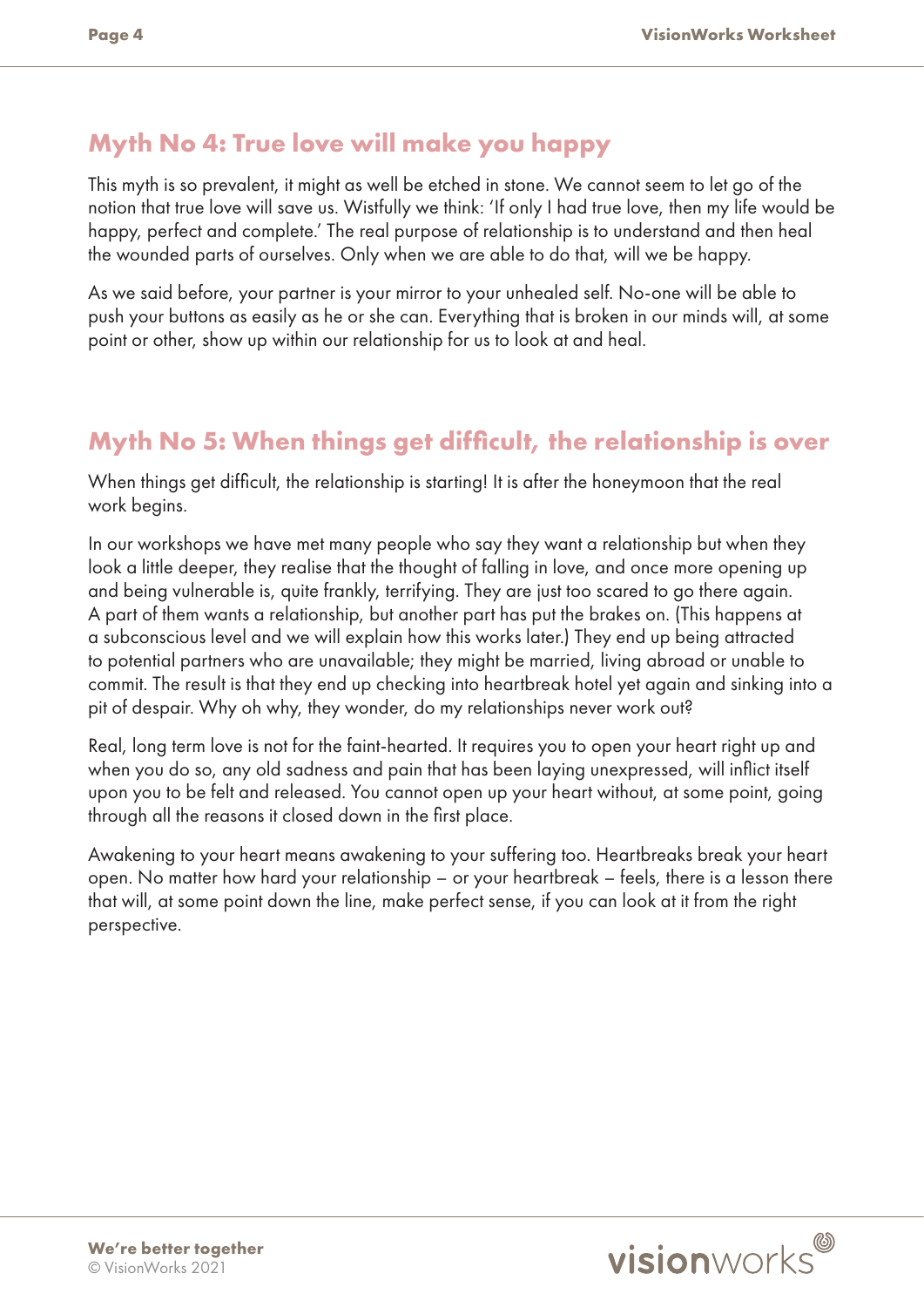## Myth No 4: True love will make you happy

This myth is so prevalent, it might as well be etched in stone. We cannot seem to let go of the notion that true love will save us. Wistfully we think: 'If only I had true love, then my life would be happy, perfect and complete.' The real purpose of relationship is to understand and then heal the wounded parts of ourselves. Only when we are able to do that, will we be happy.

As we said before, your partner is your mirror to your unhealed self. No-one will be able to push your buttons as easily as he or she can. Everything that is broken in our minds will, at some point or other, show up within our relationship for us to look at and heal.

## Myth No 5: When things get difficult, the relationship is over

When things get difficult, the relationship is starting! It is after the honeymoon that the real work begins.

In our workshops we have met many people who say they want a relationship but when they look a little deeper, they realise that the thought of falling in love, and once more opening up and being vulnerable is, quite frankly, terrifying. They are just too scared to go there again. A part of them wants a relationship, but another part has put the brakes on. (This happens at a subconscious level and we will explain how this works later.) They end up being attracted to potential partners who are unavailable; they might be married, living abroad or unable to commit. The result is that they end up checking into heartbreak hotel yet again and sinking into a pit of despair. Why oh why, they wonder, do my relationships never work out?

Real, long term love is not for the faint-hearted. It requires you to open your heart right up and when you do so, any old sadness and pain that has been laying unexpressed, will inflict itself upon you to be felt and released. You cannot open up your heart without, at some point, going through all the reasons it closed down in the first place.

Awakening to your heart means awakening to your suffering too. Heartbreaks break your heart open. No matter how hard your relationship – or your heartbreak – feels, there is a lesson there that will, at some point down the line, make perfect sense, if you can look at it from the right perspective.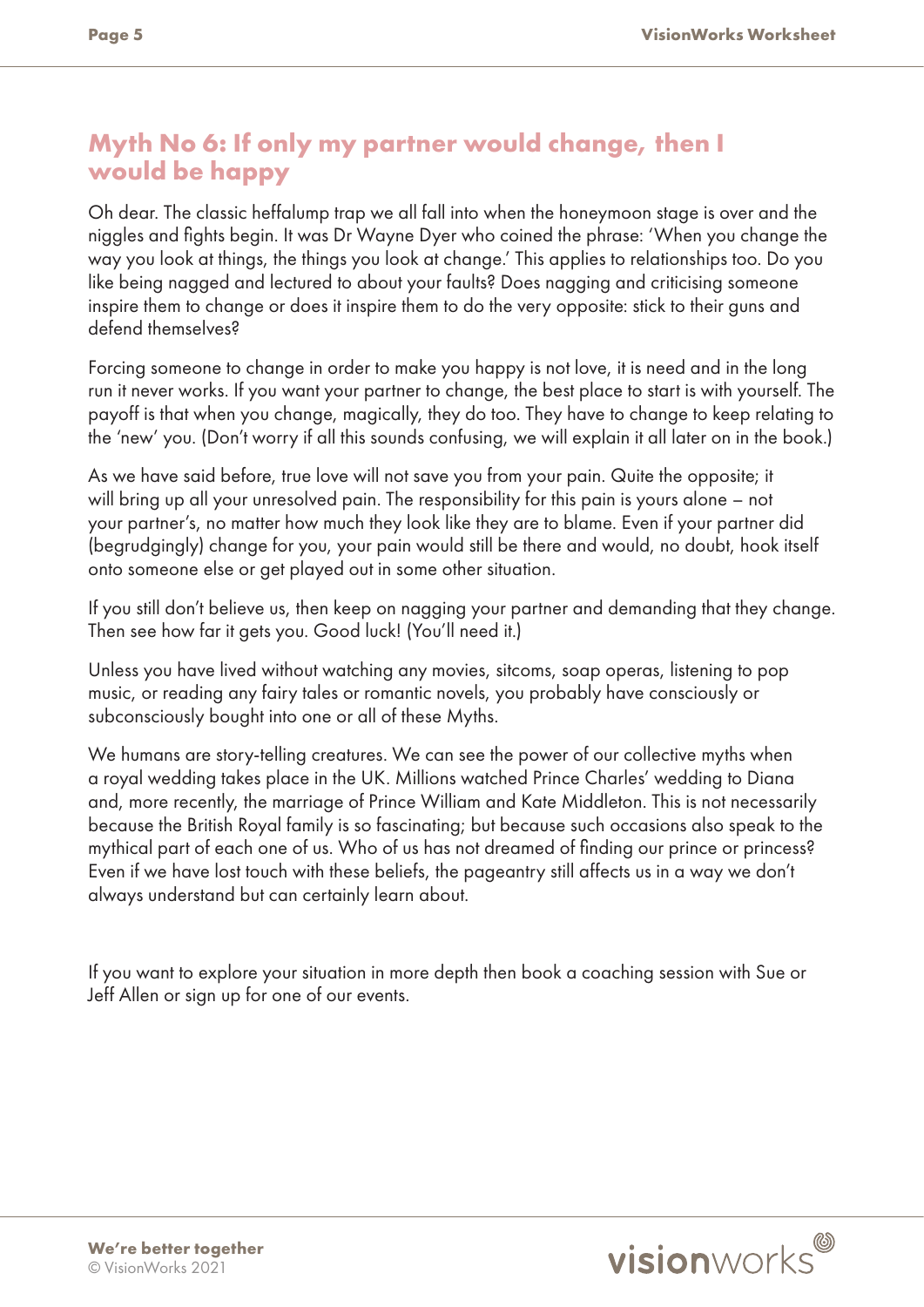## Myth No 6: If only my partner would change, then I would be happy

Oh dear. The classic heffalump trap we all fall into when the honeymoon stage is over and the niggles and fights begin. It was Dr Wayne Dyer who coined the phrase: 'When you change the way you look at things, the things you look at change.' This applies to relationships too. Do you like being nagged and lectured to about your faults? Does nagging and criticising someone inspire them to change or does it inspire them to do the very opposite: stick to their guns and defend themselves?

Forcing someone to change in order to make you happy is not love, it is need and in the long run it never works. If you want your partner to change, the best place to start is with yourself. The payoff is that when you change, magically, they do too. They have to change to keep relating to the 'new' you. (Don't worry if all this sounds confusing, we will explain it all later on in the book.)

As we have said before, true love will not save you from your pain. Quite the opposite; it will bring up all your unresolved pain. The responsibility for this pain is yours alone – not your partner's, no matter how much they look like they are to blame. Even if your partner did (begrudgingly) change for you, your pain would still be there and would, no doubt, hook itself onto someone else or get played out in some other situation.

If you still don't believe us, then keep on nagging your partner and demanding that they change. Then see how far it gets you. Good luck! (You'll need it.)

Unless you have lived without watching any movies, sitcoms, soap operas, listening to pop music, or reading any fairy tales or romantic novels, you probably have consciously or subconsciously bought into one or all of these Myths.

We humans are story-telling creatures. We can see the power of our collective myths when a royal wedding takes place in the UK. Millions watched Prince Charles' wedding to Diana and, more recently, the marriage of Prince William and Kate Middleton. This is not necessarily because the British Royal family is so fascinating; but because such occasions also speak to the mythical part of each one of us. Who of us has not dreamed of finding our prince or princess? Even if we have lost touch with these beliefs, the pageantry still affects us in a way we don't always understand but can certainly learn about.

If you want to explore your situation in more depth then book a coaching session with Sue or Jeff Allen or sign up for one of our events.

**We're better together**
© VisionWorks 2021